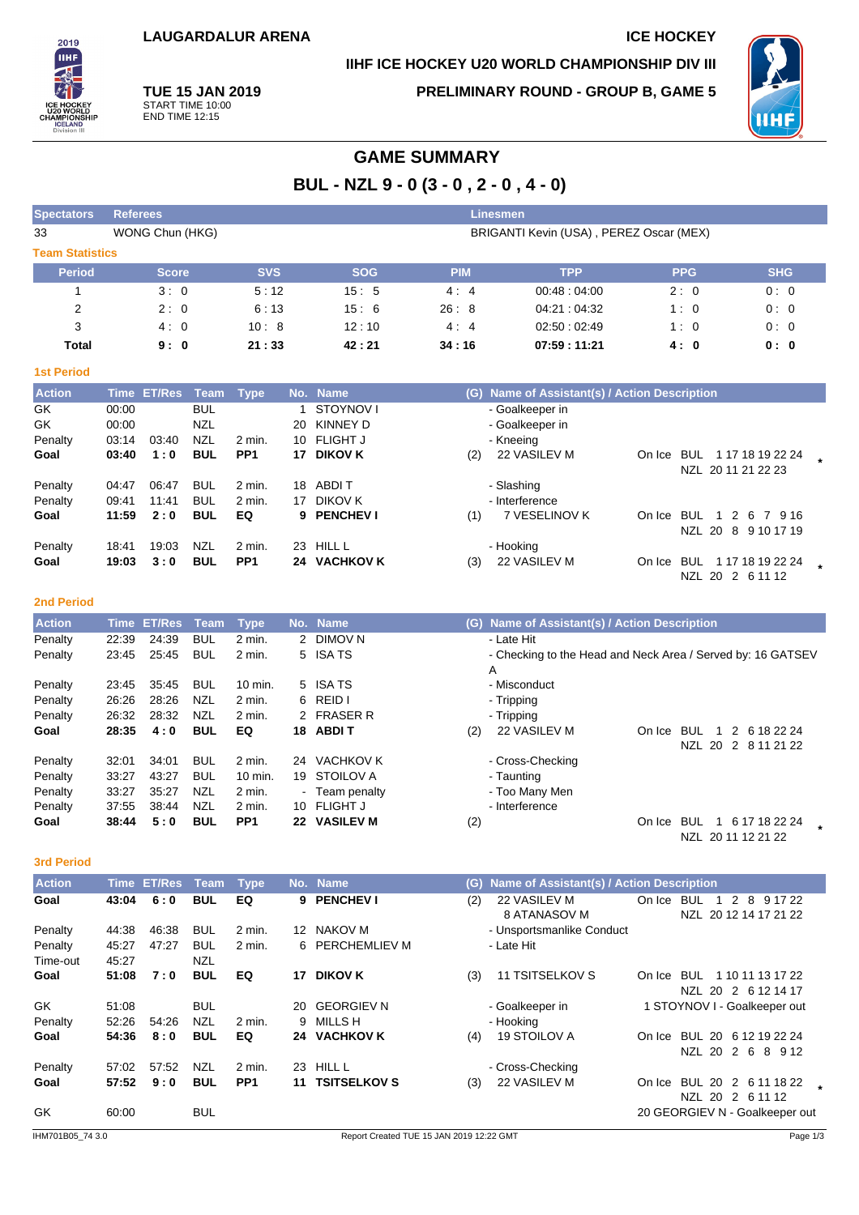LAUGARDALUR ARENA

ICE HOCKEY

IIHF ICE HOCKEY U20 WORLD CHAMPIONSHIP DIV III

**TUE 15 JAN 2019**
START TIME 10:00
END TIME 12:15

PRELIMINARY ROUND - GROUP B, GAME 5

# GAME SUMMARY

## BUL - NZL 9 - 0 (3 - 0 , 2 - 0 , 4 - 0)

| Spectators | Referees | Linesmen |
|---|---|---|
| 33 | WONG Chun (HKG) | BRIGANTI Kevin (USA) , PEREZ Oscar (MEX) |

### Team Statistics

| Period | Score | SVS | SOG | PIM | TPP | PPG | SHG |
|---|---|---|---|---|---|---|---|
| 1 | 3 : 0 | 5 : 12 | 15 : 5 | 4 : 4 | 00:48 : 04:00 | 2 : 0 | 0 : 0 |
| 2 | 2 : 0 | 6 : 13 | 15 : 6 | 26 : 8 | 04:21 : 04:32 | 1 : 0 | 0 : 0 |
| 3 | 4 : 0 | 10 : 8 | 12 : 10 | 4 : 4 | 02:50 : 02:49 | 1 : 0 | 0 : 0 |
| **Total** | **9 : 0** | **21 : 33** | **42 : 21** | **34 : 16** | **07:59 : 11:21** | **4 : 0** | **0 : 0** |

### 1st Period

| Action | Time | ET/Res | Team | Type | No. | Name | (G) | Name of Assistant(s) / Action Description | |
|---|---|---|---|---|---|---|---|---|---|
| GK | 00:00 | | BUL | | 1 | STOYNOV I | | - Goalkeeper in | |
| GK | 00:00 | | NZL | | 20 | KINNEY D | | - Goalkeeper in | |
| Penalty | 03:14 | 03:40 | NZL | 2 min. | 10 | FLIGHT J | | - Kneeing | |
| **Goal** | **03:40** | **1 : 0** | **BUL** | **PP1** | **17** | **DIKOV K** | (2) | 22 VASILEV M | On Ice BUL 1 17 18 19 22 24 NZL 20 11 21 22 23 * |
| Penalty | 04:47 | 06:47 | BUL | 2 min. | 18 | ABDI T | | - Slashing | |
| Penalty | 09:41 | 11:41 | BUL | 2 min. | 17 | DIKOV K | | - Interference | |
| **Goal** | **11:59** | **2 : 0** | **BUL** | **EQ** | **9** | **PENCHEV I** | (1) | 7 VESELINOV K | On Ice BUL 1 2 6 7 9 16 NZL 20 8 9 10 17 19 |
| Penalty | 18:41 | 19:03 | NZL | 2 min. | 23 | HILL L | | - Hooking | |
| **Goal** | **19:03** | **3 : 0** | **BUL** | **PP1** | **24** | **VACHKOV K** | (3) | 22 VASILEV M | On Ice BUL 1 17 18 19 22 24 NZL 20 2 6 11 12 * |

### 2nd Period

| Action | Time | ET/Res | Team | Type | No. | Name | (G) | Name of Assistant(s) / Action Description | |
|---|---|---|---|---|---|---|---|---|---|
| Penalty | 22:39 | 24:39 | BUL | 2 min. | 2 | DIMOV N | | - Late Hit | |
| Penalty | 23:45 | 25:45 | BUL | 2 min. | 5 | ISA TS | | - Checking to the Head and Neck Area / Served by: 16 GATSEV A | |
| Penalty | 23:45 | 35:45 | BUL | 10 min. | 5 | ISA TS | | - Misconduct | |
| Penalty | 26:26 | 28:26 | NZL | 2 min. | 6 | REID I | | - Tripping | |
| Penalty | 26:32 | 28:32 | NZL | 2 min. | 2 | FRASER R | | - Tripping | |
| **Goal** | **28:35** | **4 : 0** | **BUL** | **EQ** | **18** | **ABDI T** | (2) | 22 VASILEV M | On Ice BUL 1 2 6 18 22 24 NZL 20 2 8 11 21 22 |
| Penalty | 32:01 | 34:01 | BUL | 2 min. | 24 | VACHKOV K | | - Cross-Checking | |
| Penalty | 33:27 | 43:27 | BUL | 10 min. | 19 | STOILOV A | | - Taunting | |
| Penalty | 33:27 | 35:27 | NZL | 2 min. | - | Team penalty | | - Too Many Men | |
| Penalty | 37:55 | 38:44 | NZL | 2 min. | 10 | FLIGHT J | | - Interference | |
| **Goal** | **38:44** | **5 : 0** | **BUL** | **PP1** | **22** | **VASILEV M** | (2) | | On Ice BUL 1 6 17 18 22 24 NZL 20 11 12 21 22 * |

### 3rd Period

| Action | Time | ET/Res | Team | Type | No. | Name | (G) | Name of Assistant(s) / Action Description | |
|---|---|---|---|---|---|---|---|---|---|
| **Goal** | **43:04** | **6 : 0** | **BUL** | **EQ** | **9** | **PENCHEV I** | (2) | 22 VASILEV M 8 ATANASOV M | On Ice BUL 1 2 8 9 17 22 NZL 20 12 14 17 21 22 |
| Penalty | 44:38 | 46:38 | BUL | 2 min. | 12 | NAKOV M | | - Unsportsmanlike Conduct | |
| Penalty | 45:27 | 47:27 | BUL | 2 min. | 6 | PERCHEMLIEV M | | - Late Hit | |
| Time-out | 45:27 | | NZL | | | | | | |
| **Goal** | **51:08** | **7 : 0** | **BUL** | **EQ** | **17** | **DIKOV K** | (3) | 11 TSITSELKOV S | On Ice BUL 1 10 11 13 17 22 NZL 20 2 6 12 14 17 |
| GK | 51:08 | | BUL | | 20 | GEORGIEV N | | - Goalkeeper in | 1 STOYNOV I - Goalkeeper out |
| Penalty | 52:26 | 54:26 | NZL | 2 min. | 9 | MILLS H | | - Hooking | |
| **Goal** | **54:36** | **8 : 0** | **BUL** | **EQ** | **24** | **VACHKOV K** | (4) | 19 STOILOV A | On Ice BUL 20 6 12 19 22 24 NZL 20 2 6 8 9 12 |
| Penalty | 57:02 | 57:52 | NZL | 2 min. | 23 | HILL L | | - Cross-Checking | |
| **Goal** | **57:52** | **9 : 0** | **BUL** | **PP1** | **11** | **TSITSELKOV S** | (3) | 22 VASILEV M | On Ice BUL 20 2 6 11 18 22 NZL 20 2 6 11 12 * |
| GK | 60:00 | | BUL | | | | | | 20 GEORGIEV N - Goalkeeper out |

IHM701B05_74 3.0 Report Created TUE 15 JAN 2019 12:22 GMT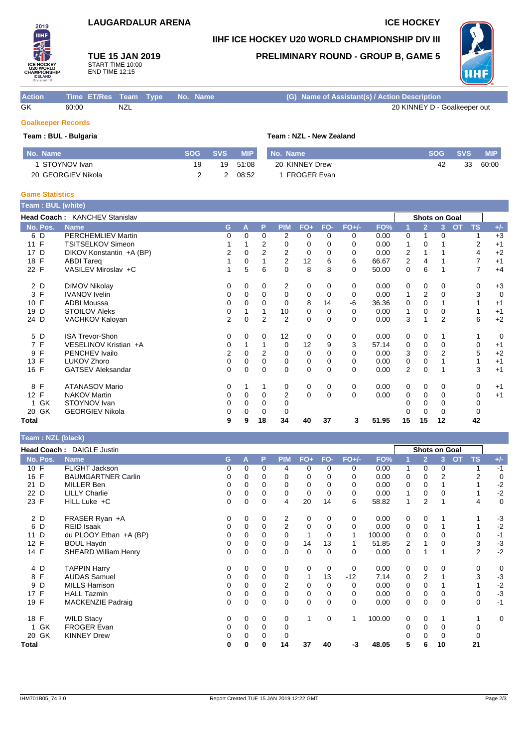**LAUGARDALUR ARENA** — **ICE HOCKEY**

**IIHF ICE HOCKEY U20 WORLD CHAMPIONSHIP DIV III**

**TUE 15 JAN 2019**
START TIME 10:00
END TIME 12:15

**PRELIMINARY ROUND - GROUP B, GAME 5**

| Action | Time | ET/Res | Team | Type | No. | Name | (G) Name of Assistant(s) / Action Description |
|---|---|---|---|---|---|---|---|
| GK | 60:00 | | NZL | | | | 20 KINNEY D - Goalkeeper out |

### Goalkeeper Records

**Team : BUL - Bulgaria**

| No. Name | SOG | SVS | MIP |
|---|---|---|---|
| 1 STOYNOV Ivan | 19 | 19 | 51:08 |
| 20 GEORGIEV Nikola | 2 | 2 | 08:52 |

**Team : NZL - New Zealand**

| No. Name | SOG | SVS | MIP |
|---|---|---|---|
| 20 KINNEY Drew | 42 | 33 | 60:00 |
| 1 FROGER Evan | | | |

### Game Statistics

**Team : BUL (white)**

Head Coach : KANCHEV Stanislav

| No. | Pos. | Name | G | A | P | PIM | FO+ | FO- | FO+/- | FO% | 1 | 2 | 3 | OT | TS | +/- |
|---|---|---|---|---|---|---|---|---|---|---|---|---|---|---|---|---|
| 6 | D | PERCHEMLIEV Martin | 0 | 0 | 0 | 2 | 0 | 0 | 0 | 0.00 | 0 | 1 | 0 | | 1 | +3 |
| 11 | F | TSITSELKOV Simeon | 1 | 1 | 2 | 0 | 0 | 0 | 0 | 0.00 | 1 | 0 | 1 | | 2 | +1 |
| 17 | D | DIKOV Konstantin +A (BP) | 2 | 0 | 2 | 2 | 0 | 0 | 0 | 0.00 | 2 | 1 | 1 | | 4 | +2 |
| 18 | F | ABDI Tareq | 1 | 0 | 1 | 2 | 12 | 6 | 6 | 66.67 | 2 | 4 | 1 | | 7 | +1 |
| 22 | F | VASILEV Miroslav +C | 1 | 5 | 6 | 0 | 8 | 8 | 0 | 50.00 | 0 | 6 | 1 | | 7 | +4 |
| 2 | D | DIMOV Nikolay | 0 | 0 | 0 | 2 | 0 | 0 | 0 | 0.00 | 0 | 0 | 0 | | 0 | +3 |
| 3 | F | IVANOV Ivelin | 0 | 0 | 0 | 0 | 0 | 0 | 0 | 0.00 | 1 | 2 | 0 | | 3 | 0 |
| 10 | F | ADBI Moussa | 0 | 0 | 0 | 0 | 8 | 14 | -6 | 36.36 | 0 | 0 | 1 | | 1 | +1 |
| 19 | D | STOILOV Aleks | 0 | 1 | 1 | 10 | 0 | 0 | 0 | 0.00 | 1 | 0 | 0 | | 1 | +1 |
| 24 | D | VACHKOV Kaloyan | 2 | 0 | 2 | 2 | 0 | 0 | 0 | 0.00 | 3 | 1 | 2 | | 6 | +2 |
| 5 | D | ISA Trevor-Shon | 0 | 0 | 0 | 12 | 0 | 0 | 0 | 0.00 | 0 | 0 | 1 | | 1 | 0 |
| 7 | F | VESELINOV Kristian +A | 0 | 1 | 1 | 0 | 12 | 9 | 3 | 57.14 | 0 | 0 | 0 | | 0 | +1 |
| 9 | F | PENCHEV Ivailo | 2 | 0 | 2 | 0 | 0 | 0 | 0 | 0.00 | 3 | 0 | 2 | | 5 | +2 |
| 13 | F | LUKOV Zhoro | 0 | 0 | 0 | 0 | 0 | 0 | 0 | 0.00 | 0 | 0 | 1 | | 1 | +1 |
| 16 | F | GATSEV Aleksandar | 0 | 0 | 0 | 0 | 0 | 0 | 0 | 0.00 | 2 | 0 | 1 | | 3 | +1 |
| 8 | F | ATANASOV Mario | 0 | 1 | 1 | 0 | 0 | 0 | 0 | 0.00 | 0 | 0 | 0 | | 0 | +1 |
| 12 | F | NAKOV Martin | 0 | 0 | 0 | 2 | 0 | 0 | 0 | 0.00 | 0 | 0 | 0 | | 0 | +1 |
| 1 | GK | STOYNOV Ivan | 0 | 0 | 0 | 0 | | | | | 0 | 0 | 0 | | 0 | |
| 20 | GK | GEORGIEV Nikola | 0 | 0 | 0 | 0 | | | | | 0 | 0 | 0 | | 0 | |
| **Total** | | | **9** | **9** | **18** | **34** | **40** | **37** | **3** | **51.95** | **15** | **15** | **12** | | **42** | |

**Team : NZL (black)**

Head Coach : DAIGLE Justin

| No. | Pos. | Name | G | A | P | PIM | FO+ | FO- | FO+/- | FO% | 1 | 2 | 3 | OT | TS | +/- |
|---|---|---|---|---|---|---|---|---|---|---|---|---|---|---|---|---|
| 10 | F | FLIGHT Jackson | 0 | 0 | 0 | 4 | 0 | 0 | 0 | 0.00 | 1 | 0 | 0 | | 1 | -1 |
| 16 | F | BAUMGARTNER Carlin | 0 | 0 | 0 | 0 | 0 | 0 | 0 | 0.00 | 0 | 0 | 2 | | 2 | 0 |
| 21 | D | MILLER Ben | 0 | 0 | 0 | 0 | 0 | 0 | 0 | 0.00 | 0 | 0 | 1 | | 1 | -2 |
| 22 | D | LILLY Charlie | 0 | 0 | 0 | 0 | 0 | 0 | 0 | 0.00 | 1 | 0 | 0 | | 1 | -2 |
| 23 | F | HILL Luke +C | 0 | 0 | 0 | 4 | 20 | 14 | 6 | 58.82 | 1 | 2 | 1 | | 4 | 0 |
| 2 | D | FRASER Ryan +A | 0 | 0 | 0 | 2 | 0 | 0 | 0 | 0.00 | 0 | 0 | 1 | | 1 | -3 |
| 6 | D | REID Isaak | 0 | 0 | 0 | 2 | 0 | 0 | 0 | 0.00 | 0 | 0 | 1 | | 1 | -2 |
| 11 | D | du PLOOY Ethan +A (BP) | 0 | 0 | 0 | 0 | 1 | 0 | 1 | 100.00 | 0 | 0 | 0 | | 0 | -1 |
| 12 | F | BOUL Haydn | 0 | 0 | 0 | 0 | 14 | 13 | 1 | 51.85 | 2 | 1 | 0 | | 3 | -3 |
| 14 | F | SHEARD William Henry | 0 | 0 | 0 | 0 | 0 | 0 | 0 | 0.00 | 0 | 1 | 1 | | 2 | -2 |
| 4 | D | TAPPIN Harry | 0 | 0 | 0 | 0 | 0 | 0 | 0 | 0.00 | 0 | 0 | 0 | | 0 | 0 |
| 8 | F | AUDAS Samuel | 0 | 0 | 0 | 0 | 1 | 13 | -12 | 7.14 | 0 | 2 | 1 | | 3 | -3 |
| 9 | D | MILLS Harrison | 0 | 0 | 0 | 2 | 0 | 0 | 0 | 0.00 | 0 | 0 | 1 | | 1 | -2 |
| 17 | F | HALL Tazmin | 0 | 0 | 0 | 0 | 0 | 0 | 0 | 0.00 | 0 | 0 | 0 | | 0 | -3 |
| 19 | F | MACKENZIE Padraig | 0 | 0 | 0 | 0 | 0 | 0 | 0 | 0.00 | 0 | 0 | 0 | | 0 | -1 |
| 18 | F | WILD Stacy | 0 | 0 | 0 | 0 | 1 | 0 | 1 | 100.00 | 0 | 0 | 1 | | 1 | 0 |
| 1 | GK | FROGER Evan | 0 | 0 | 0 | 0 | | | | | 0 | 0 | 0 | | 0 | |
| 20 | GK | KINNEY Drew | 0 | 0 | 0 | 0 | | | | | 0 | 0 | 0 | | 0 | |
| **Total** | | | **0** | **0** | **0** | **14** | **37** | **40** | **-3** | **48.05** | **5** | **6** | **10** | | **21** | |

IHM701B05_74 3.0 — Report Created TUE 15 JAN 2019 12:22 GMT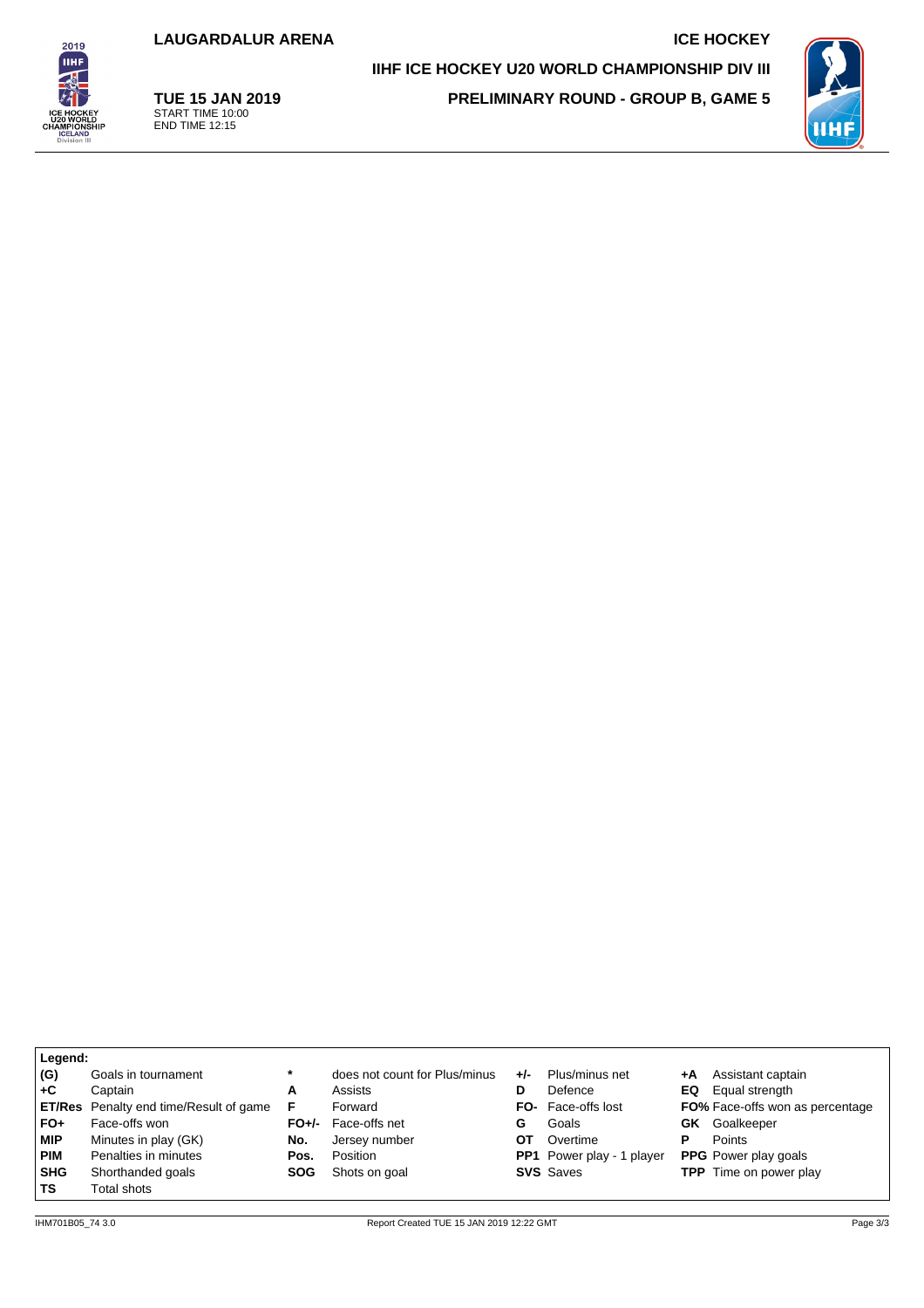**LAUGARDALUR ARENA**

**ICE HOCKEY**

**IIHF ICE HOCKEY U20 WORLD CHAMPIONSHIP DIV III**

**TUE 15 JAN 2019**
START TIME 10:00
END TIME 12:15

**PRELIMINARY ROUND - GROUP B, GAME 5**

**Legend:**

| | | | | | | | |
|---|---|---|---|---|---|---|---|
| **(G)** | Goals in tournament | ***** | does not count for Plus/minus | **+/-** | Plus/minus net | **+A** | Assistant captain |
| **+C** | Captain | **A** | Assists | **D** | Defence | **EQ** | Equal strength |
| **ET/Res** | Penalty end time/Result of game | **F** | Forward | **FO-** | Face-offs lost | **FO%** | Face-offs won as percentage |
| **FO+** | Face-offs won | **FO+/-** | Face-offs net | **G** | Goals | **GK** | Goalkeeper |
| **MIP** | Minutes in play (GK) | **No.** | Jersey number | **OT** | Overtime | **P** | Points |
| **PIM** | Penalties in minutes | **Pos.** | Position | **PP1** | Power play - 1 player | **PPG** | Power play goals |
| **SHG** | Shorthanded goals | **SOG** | Shots on goal | **SVS** | Saves | **TPP** | Time on power play |
| **TS** | Total shots | | | | | | |

IHM701B05_74 3.0 — Report Created TUE 15 JAN 2019 12:22 GMT